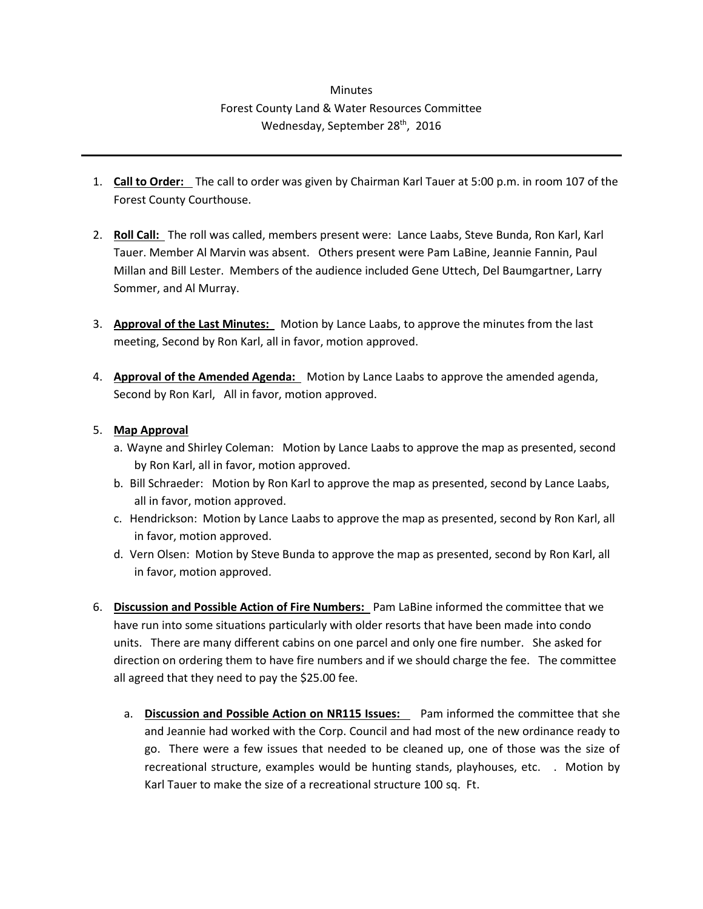Minutes

Forest County Land & Water Resources Committee

Wednesday, September 28th, 2016

---

1. **Call to Order:** The call to order was given by Chairman Karl Tauer at 5:00 p.m. in room 107 of the Forest County Courthouse.

2. **Roll Call:** The roll was called, members present were: Lance Laabs, Steve Bunda, Ron Karl, Karl Tauer. Member Al Marvin was absent. Others present were Pam LaBine, Jeannie Fannin, Paul Millan and Bill Lester. Members of the audience included Gene Uttech, Del Baumgartner, Larry Sommer, and Al Murray.

3. **Approval of the Last Minutes:** Motion by Lance Laabs, to approve the minutes from the last meeting, Second by Ron Karl, all in favor, motion approved.

4. **Approval of the Amended Agenda:** Motion by Lance Laabs to approve the amended agenda, Second by Ron Karl, All in favor, motion approved.

5. **Map Approval**
   a. Wayne and Shirley Coleman: Motion by Lance Laabs to approve the map as presented, second by Ron Karl, all in favor, motion approved.
   b. Bill Schraeder: Motion by Ron Karl to approve the map as presented, second by Lance Laabs, all in favor, motion approved.
   c. Hendrickson: Motion by Lance Laabs to approve the map as presented, second by Ron Karl, all in favor, motion approved.
   d. Vern Olsen: Motion by Steve Bunda to approve the map as presented, second by Ron Karl, all in favor, motion approved.

6. **Discussion and Possible Action of Fire Numbers:** Pam LaBine informed the committee that we have run into some situations particularly with older resorts that have been made into condo units. There are many different cabins on one parcel and only one fire number. She asked for direction on ordering them to have fire numbers and if we should charge the fee. The committee all agreed that they need to pay the $25.00 fee.

   a. **Discussion and Possible Action on NR115 Issues:** Pam informed the committee that she and Jeannie had worked with the Corp. Council and had most of the new ordinance ready to go. There were a few issues that needed to be cleaned up, one of those was the size of recreational structure, examples would be hunting stands, playhouses, etc. . Motion by Karl Tauer to make the size of a recreational structure 100 sq. Ft.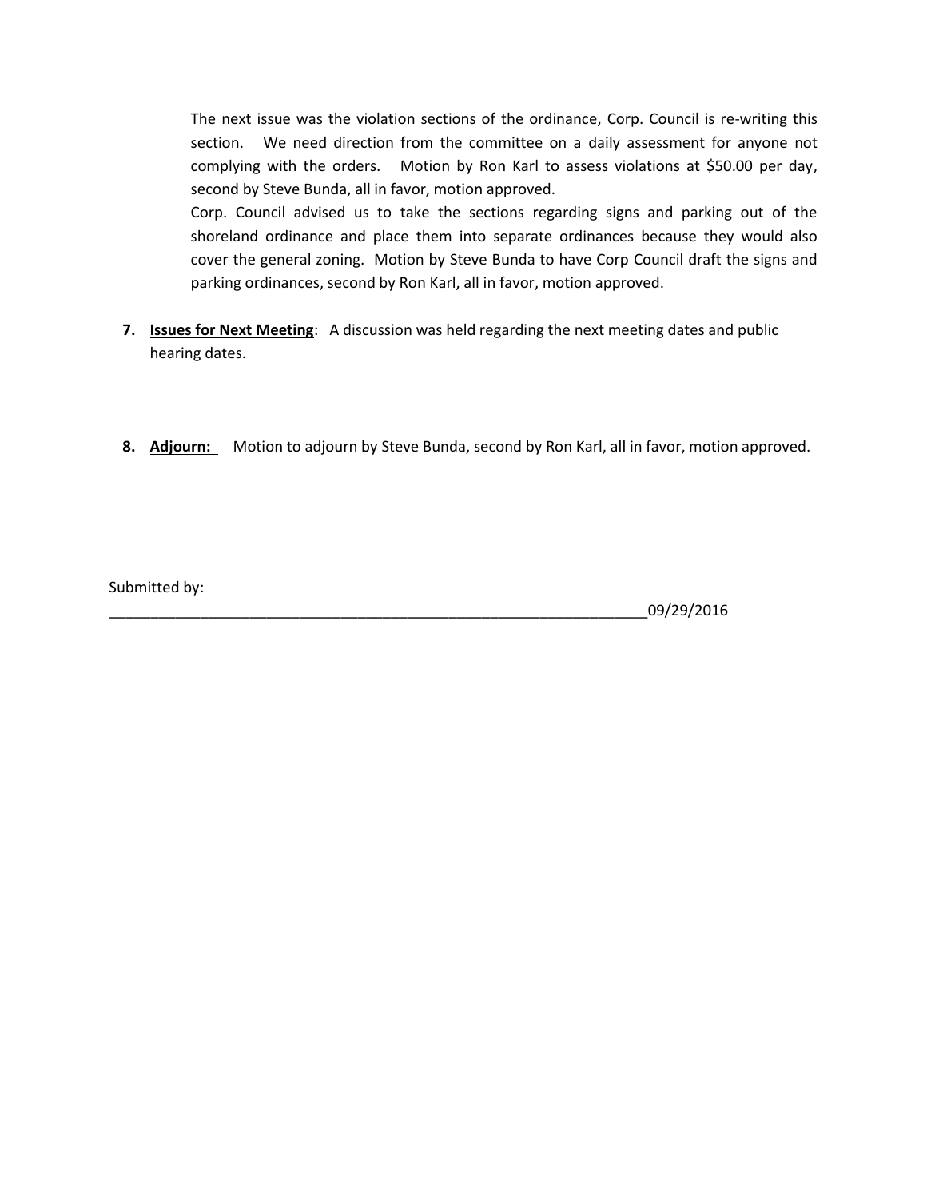The next issue was the violation sections of the ordinance, Corp. Council is re-writing this section. We need direction from the committee on a daily assessment for anyone not complying with the orders. Motion by Ron Karl to assess violations at $50.00 per day, second by Steve Bunda, all in favor, motion approved.

Corp. Council advised us to take the sections regarding signs and parking out of the shoreland ordinance and place them into separate ordinances because they would also cover the general zoning. Motion by Steve Bunda to have Corp Council draft the signs and parking ordinances, second by Ron Karl, all in favor, motion approved.

7. **Issues for Next Meeting**: A discussion was held regarding the next meeting dates and public hearing dates.

8. **Adjourn:** Motion to adjourn by Steve Bunda, second by Ron Karl, all in favor, motion approved.

Submitted by:

____________________________________________________________________09/29/2016